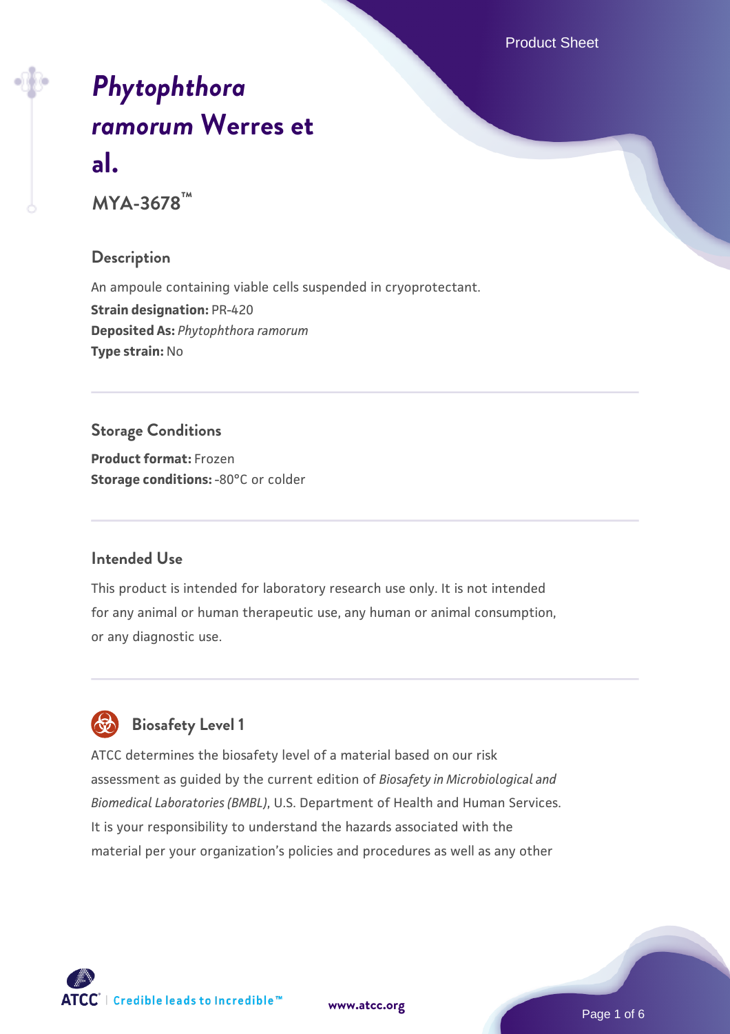# *Phytophthora ramorum* Werres et al.

**MYA-3678™**

## Description

An ampoule containing viable cells suspended in cryoprotectant.
**Strain designation:** PR-420
**Deposited As:** *Phytophthora ramorum*
**Type strain:** No

## Storage Conditions

**Product format:** Frozen
**Storage conditions:** -80°C or colder

## Intended Use

This product is intended for laboratory research use only. It is not intended for any animal or human therapeutic use, any human or animal consumption, or any diagnostic use.

## Biosafety Level 1

ATCC determines the biosafety level of a material based on our risk assessment as guided by the current edition of *Biosafety in Microbiological and Biomedical Laboratories (BMBL)*, U.S. Department of Health and Human Services. It is your responsibility to understand the hazards associated with the material per your organization's policies and procedures as well as any other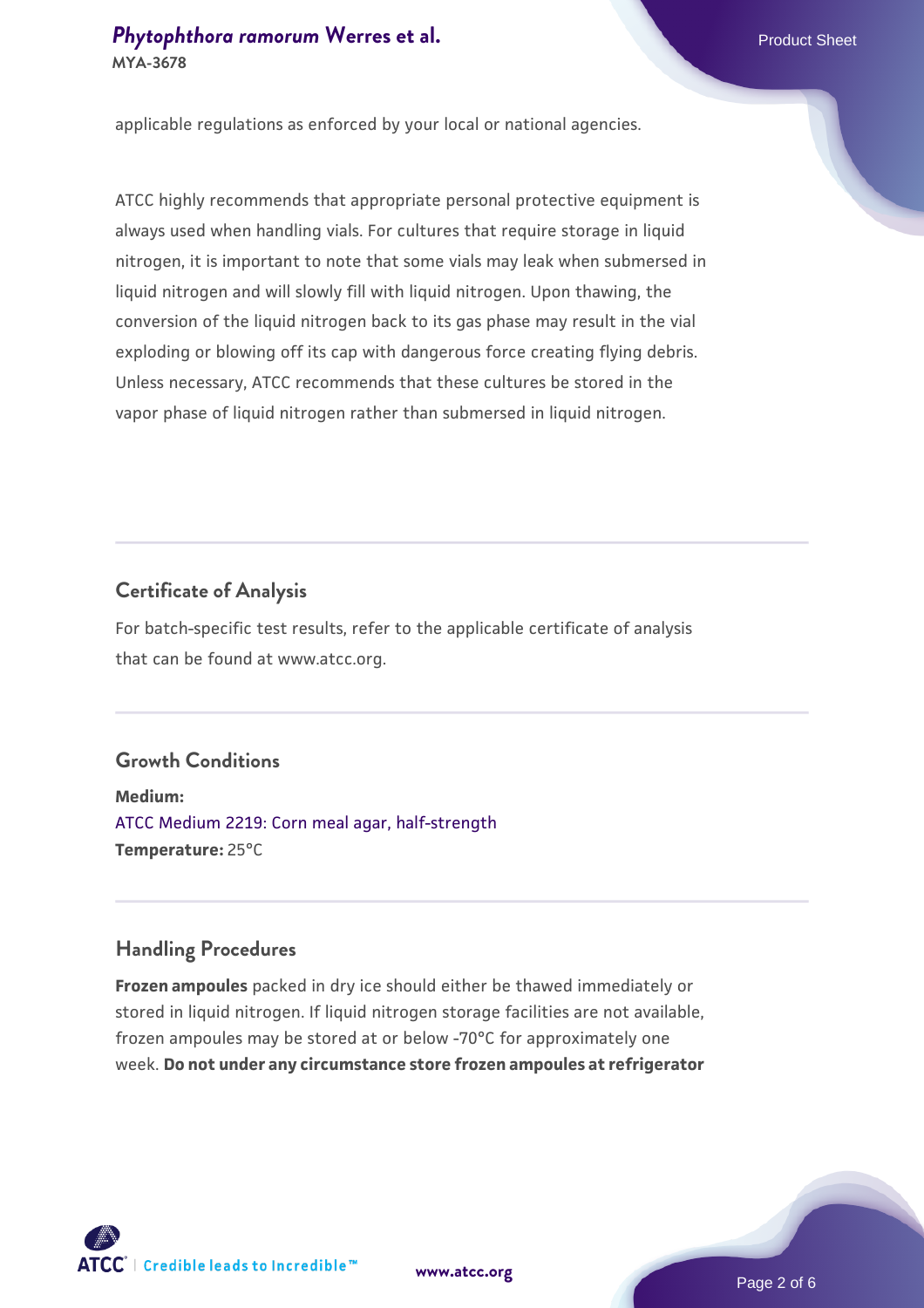applicable regulations as enforced by your local or national agencies.

ATCC highly recommends that appropriate personal protective equipment is always used when handling vials. For cultures that require storage in liquid nitrogen, it is important to note that some vials may leak when submersed in liquid nitrogen and will slowly fill with liquid nitrogen. Upon thawing, the conversion of the liquid nitrogen back to its gas phase may result in the vial exploding or blowing off its cap with dangerous force creating flying debris. Unless necessary, ATCC recommends that these cultures be stored in the vapor phase of liquid nitrogen rather than submersed in liquid nitrogen.

## Certificate of Analysis

For batch-specific test results, refer to the applicable certificate of analysis that can be found at www.atcc.org.

## Growth Conditions

**Medium:**
ATCC Medium 2219: Corn meal agar, half-strength
**Temperature:** 25°C

## Handling Procedures

**Frozen ampoules** packed in dry ice should either be thawed immediately or stored in liquid nitrogen. If liquid nitrogen storage facilities are not available, frozen ampoules may be stored at or below -70°C for approximately one week. **Do not under any circumstance store frozen ampoules at refrigerator**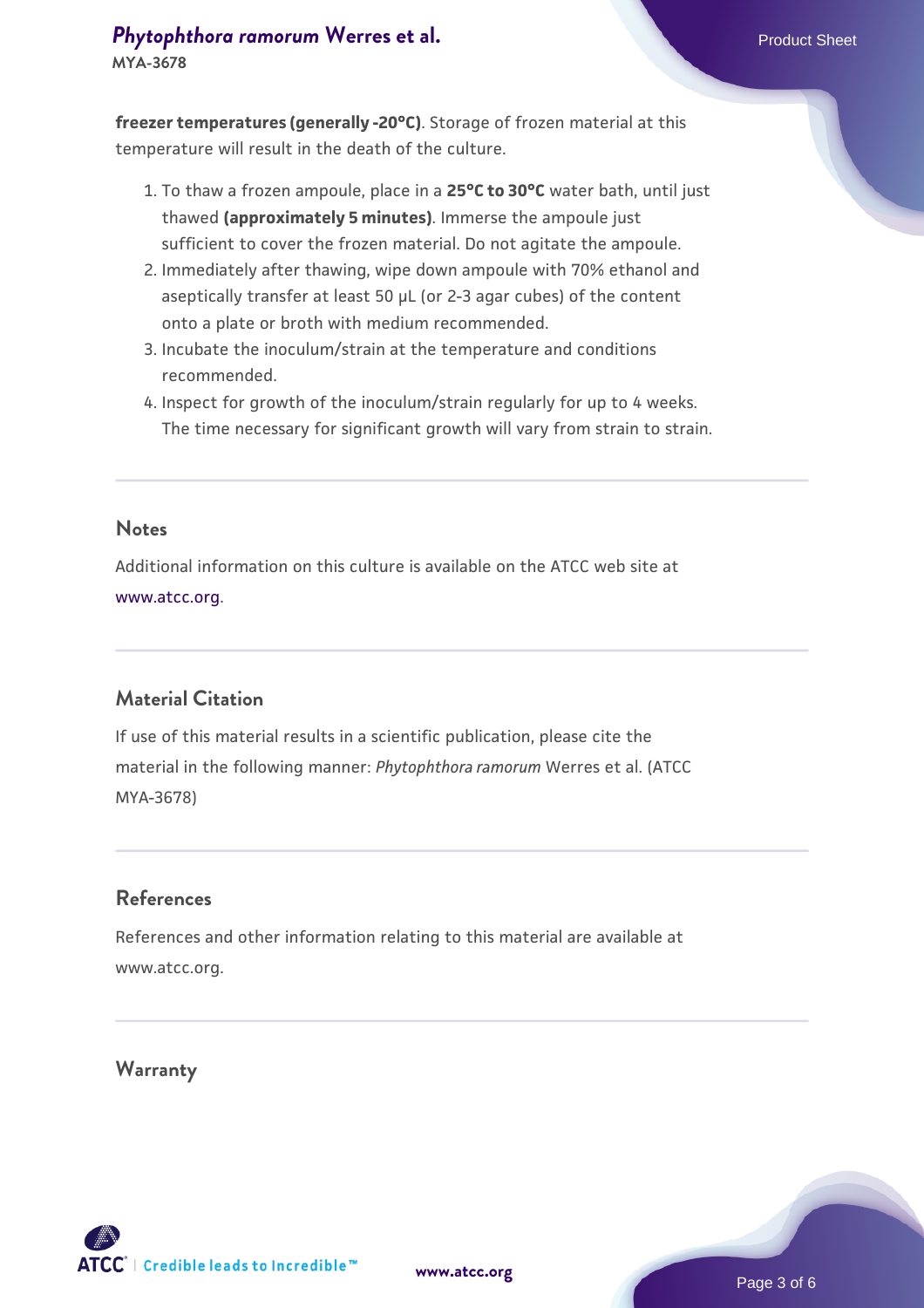**freezer temperatures (generally -20°C)**. Storage of frozen material at this temperature will result in the death of the culture.

1. To thaw a frozen ampoule, place in a **25°C to 30°C** water bath, until just thawed **(approximately 5 minutes)**. Immerse the ampoule just sufficient to cover the frozen material. Do not agitate the ampoule.
2. Immediately after thawing, wipe down ampoule with 70% ethanol and aseptically transfer at least 50 µL (or 2-3 agar cubes) of the content onto a plate or broth with medium recommended.
3. Incubate the inoculum/strain at the temperature and conditions recommended.
4. Inspect for growth of the inoculum/strain regularly for up to 4 weeks. The time necessary for significant growth will vary from strain to strain.

## Notes

Additional information on this culture is available on the ATCC web site at www.atcc.org.

## Material Citation

If use of this material results in a scientific publication, please cite the material in the following manner: *Phytophthora ramorum* Werres et al. (ATCC MYA-3678)

## References

References and other information relating to this material are available at www.atcc.org.

## Warranty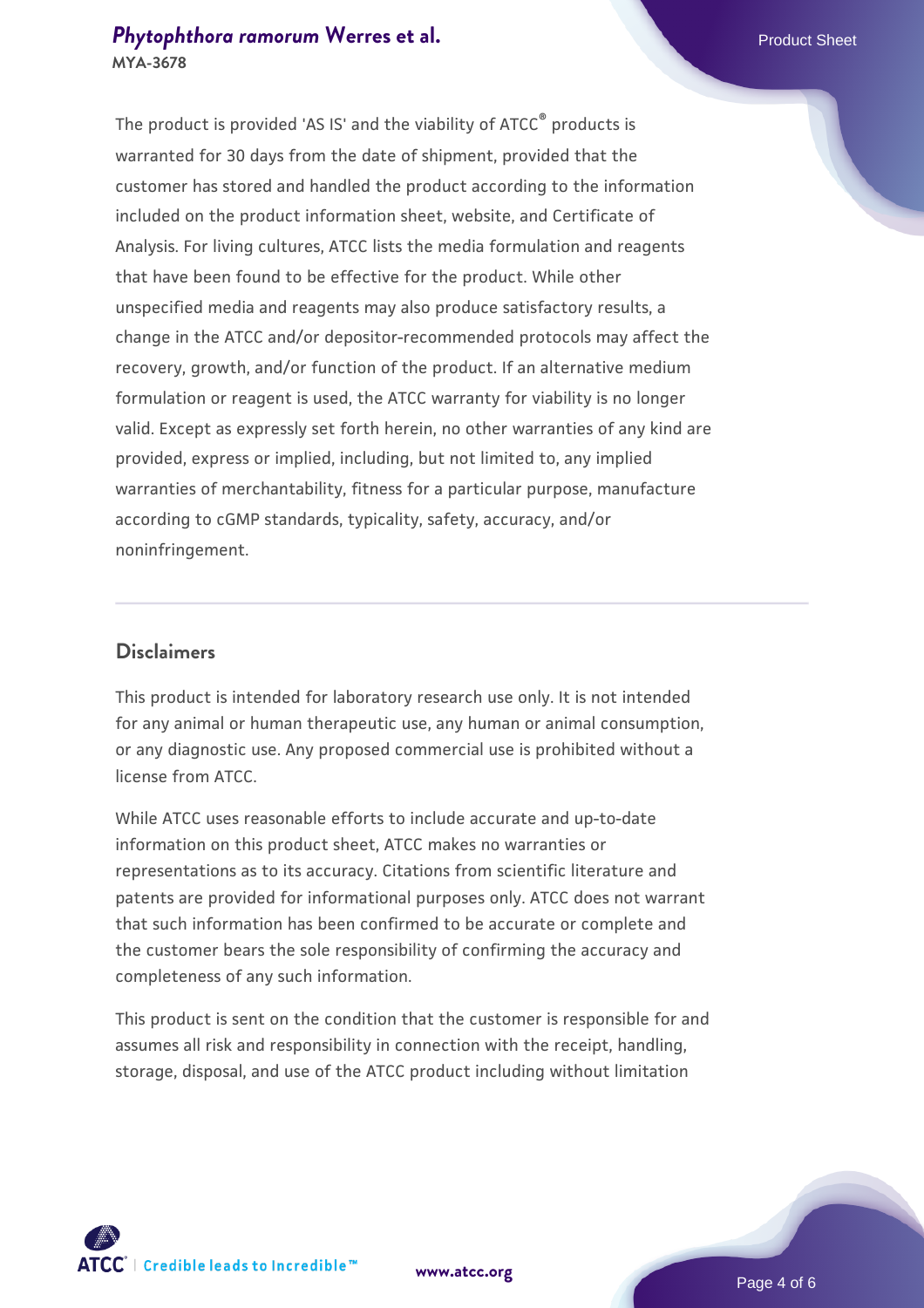The product is provided 'AS IS' and the viability of ATCC® products is warranted for 30 days from the date of shipment, provided that the customer has stored and handled the product according to the information included on the product information sheet, website, and Certificate of Analysis. For living cultures, ATCC lists the media formulation and reagents that have been found to be effective for the product. While other unspecified media and reagents may also produce satisfactory results, a change in the ATCC and/or depositor-recommended protocols may affect the recovery, growth, and/or function of the product. If an alternative medium formulation or reagent is used, the ATCC warranty for viability is no longer valid. Except as expressly set forth herein, no other warranties of any kind are provided, express or implied, including, but not limited to, any implied warranties of merchantability, fitness for a particular purpose, manufacture according to cGMP standards, typicality, safety, accuracy, and/or noninfringement.

## Disclaimers

This product is intended for laboratory research use only. It is not intended for any animal or human therapeutic use, any human or animal consumption, or any diagnostic use. Any proposed commercial use is prohibited without a license from ATCC.

While ATCC uses reasonable efforts to include accurate and up-to-date information on this product sheet, ATCC makes no warranties or representations as to its accuracy. Citations from scientific literature and patents are provided for informational purposes only. ATCC does not warrant that such information has been confirmed to be accurate or complete and the customer bears the sole responsibility of confirming the accuracy and completeness of any such information.

This product is sent on the condition that the customer is responsible for and assumes all risk and responsibility in connection with the receipt, handling, storage, disposal, and use of the ATCC product including without limitation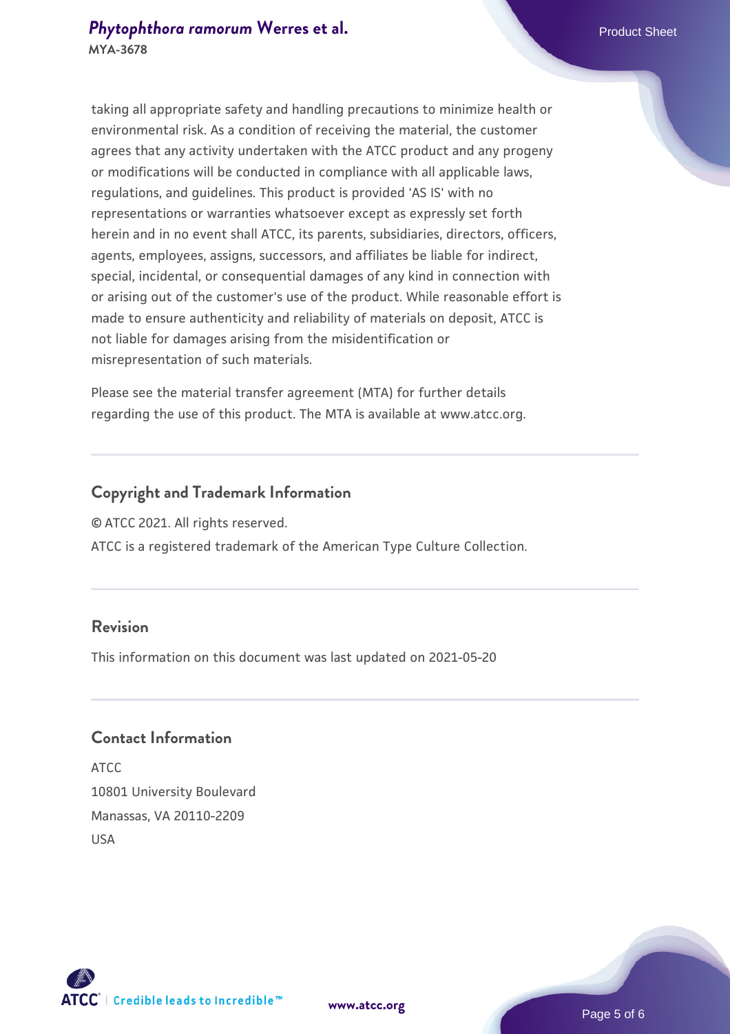taking all appropriate safety and handling precautions to minimize health or environmental risk. As a condition of receiving the material, the customer agrees that any activity undertaken with the ATCC product and any progeny or modifications will be conducted in compliance with all applicable laws, regulations, and guidelines. This product is provided 'AS IS' with no representations or warranties whatsoever except as expressly set forth herein and in no event shall ATCC, its parents, subsidiaries, directors, officers, agents, employees, assigns, successors, and affiliates be liable for indirect, special, incidental, or consequential damages of any kind in connection with or arising out of the customer's use of the product. While reasonable effort is made to ensure authenticity and reliability of materials on deposit, ATCC is not liable for damages arising from the misidentification or misrepresentation of such materials.

Please see the material transfer agreement (MTA) for further details regarding the use of this product. The MTA is available at www.atcc.org.

## Copyright and Trademark Information

© ATCC 2021. All rights reserved.

ATCC is a registered trademark of the American Type Culture Collection.

## Revision

This information on this document was last updated on 2021-05-20

## Contact Information

ATCC
10801 University Boulevard
Manassas, VA 20110-2209
USA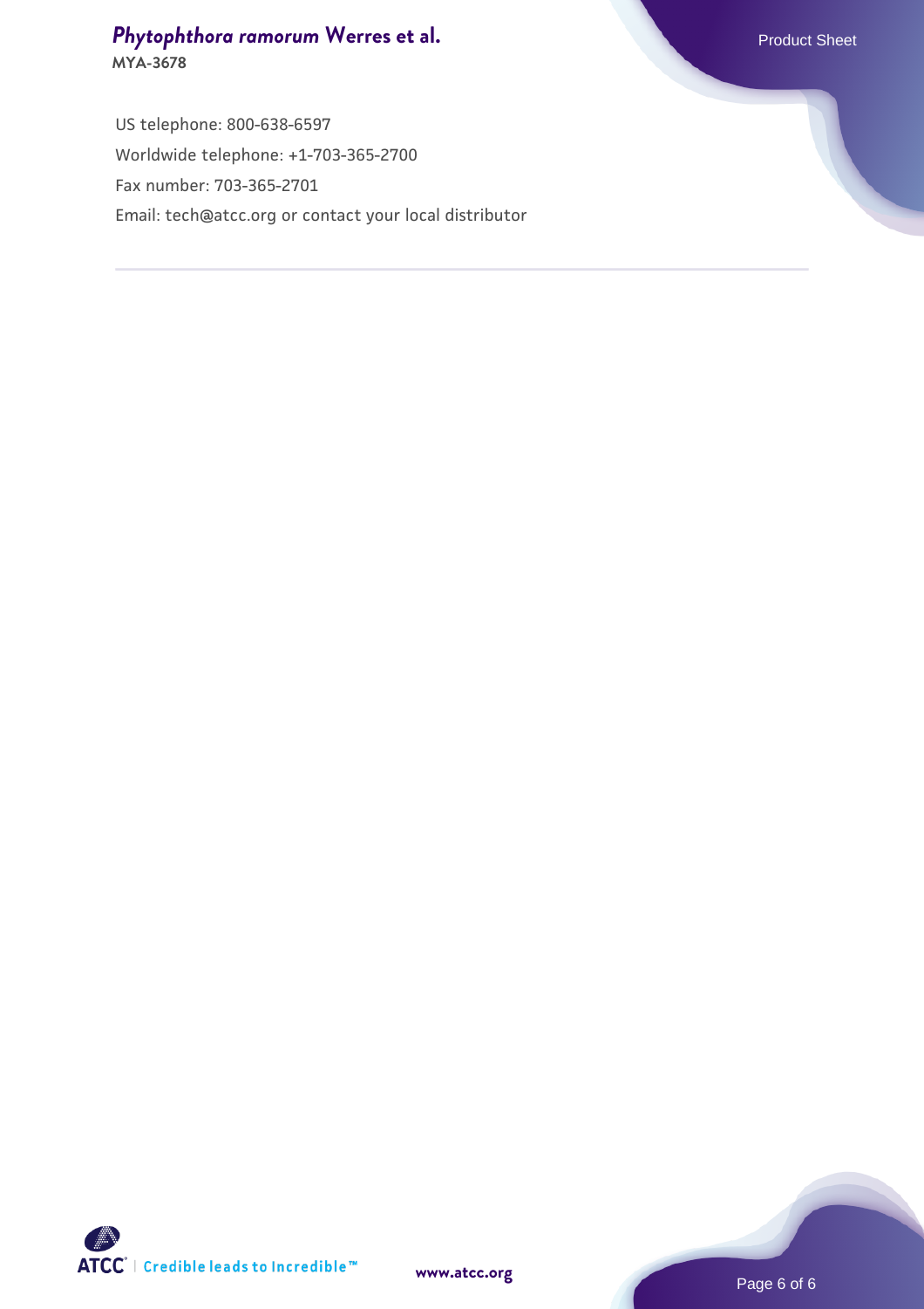US telephone: 800-638-6597

Worldwide telephone: +1-703-365-2700

Fax number: 703-365-2701

Email: tech@atcc.org or contact your local distributor